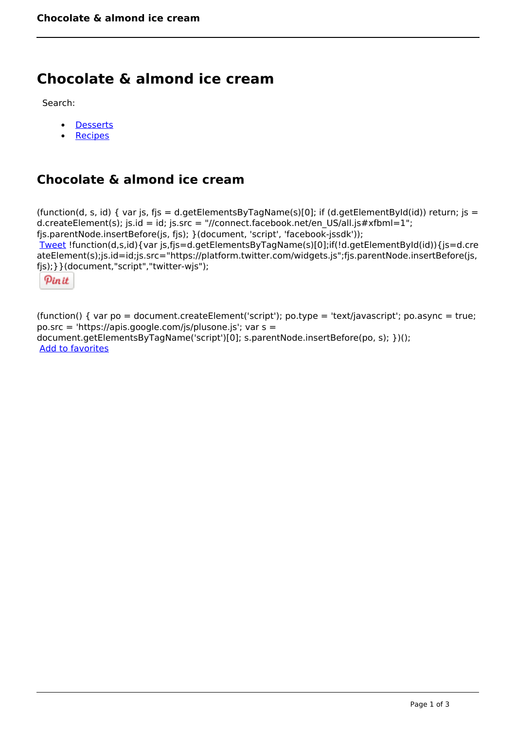# Chocolate & almond ice cream

Search:

- Desserts
- Recipes

## Chocolate & almond ice cream

(function(d, s, id) { var js, fjs = d.getElementsByTagName(s)[0]; if (d.getElementById(id)) return; js = d.createElement(s); js.id = id; js.src = "//connect.facebook.net/en_US/all.js#xfbml=1"; fjs.parentNode.insertBefore(js, fjs); }(document, 'script', 'facebook-jssdk'));
Tweet !function(d,s,id){var js,fjs=d.getElementsByTagName(s)[0];if(!d.getElementById(id)){js=d.createElement(s);js.id=id;js.src="https://platform.twitter.com/widgets.js";fjs.parentNode.insertBefore(js,fjs);}}(document,"script","twitter-wjs");

Pin it

(function() { var po = document.createElement('script'); po.type = 'text/javascript'; po.async = true; po.src = 'https://apis.google.com/js/plusone.js'; var s = document.getElementsByTagName('script')[0]; s.parentNode.insertBefore(po, s); })();
Add to favorites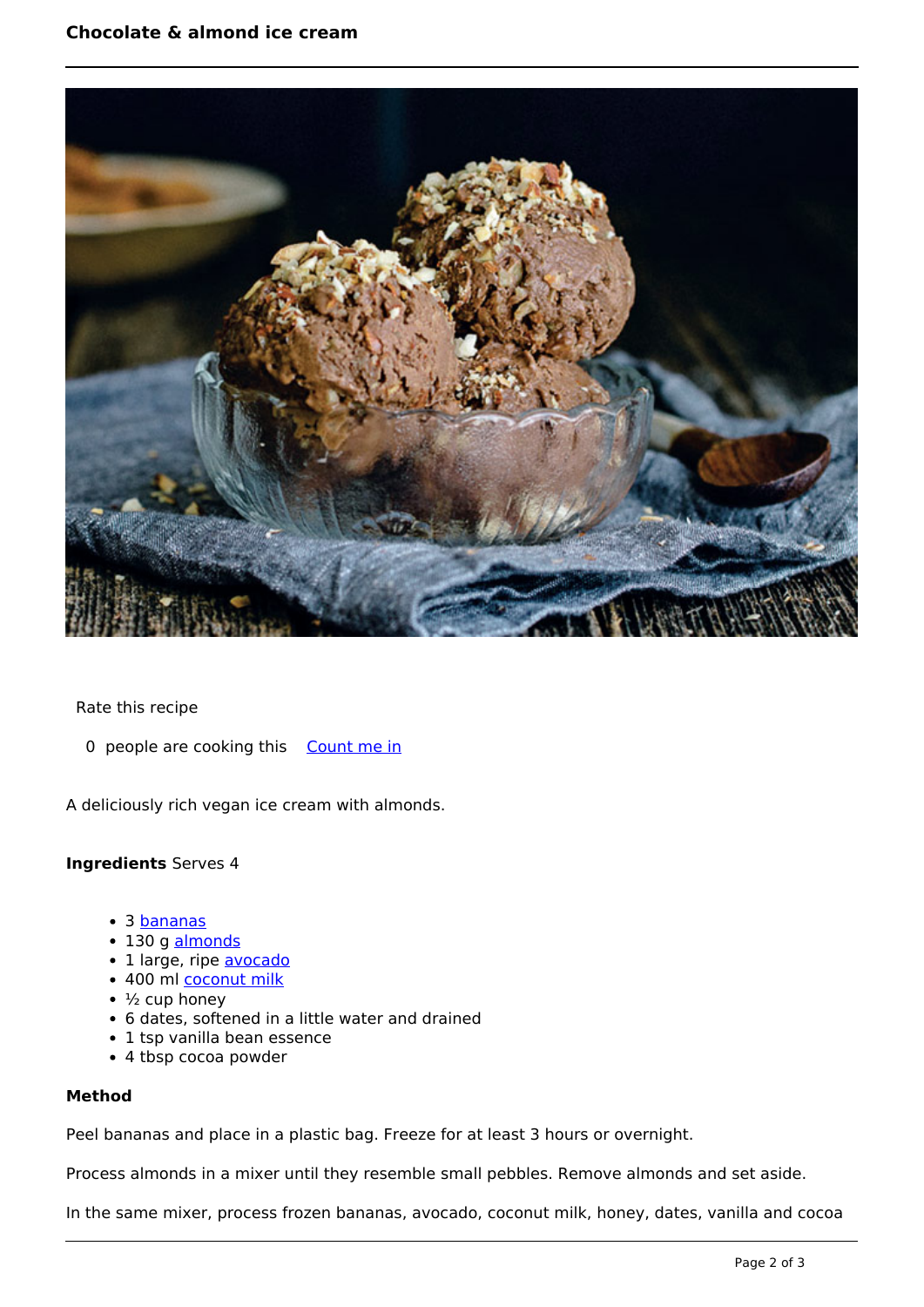# Chocolate & almond ice cream

Rate this recipe

0 people are cooking this [Count me in]

A deliciously rich vegan ice cream with almonds.

**Ingredients** Serves 4

- 3 bananas
- 130 g almonds
- 1 large, ripe avocado
- 400 ml coconut milk
- ½ cup honey
- 6 dates, softened in a little water and drained
- 1 tsp vanilla bean essence
- 4 tbsp cocoa powder

**Method**

Peel bananas and place in a plastic bag. Freeze for at least 3 hours or overnight.

Process almonds in a mixer until they resemble small pebbles. Remove almonds and set aside.

In the same mixer, process frozen bananas, avocado, coconut milk, honey, dates, vanilla and cocoa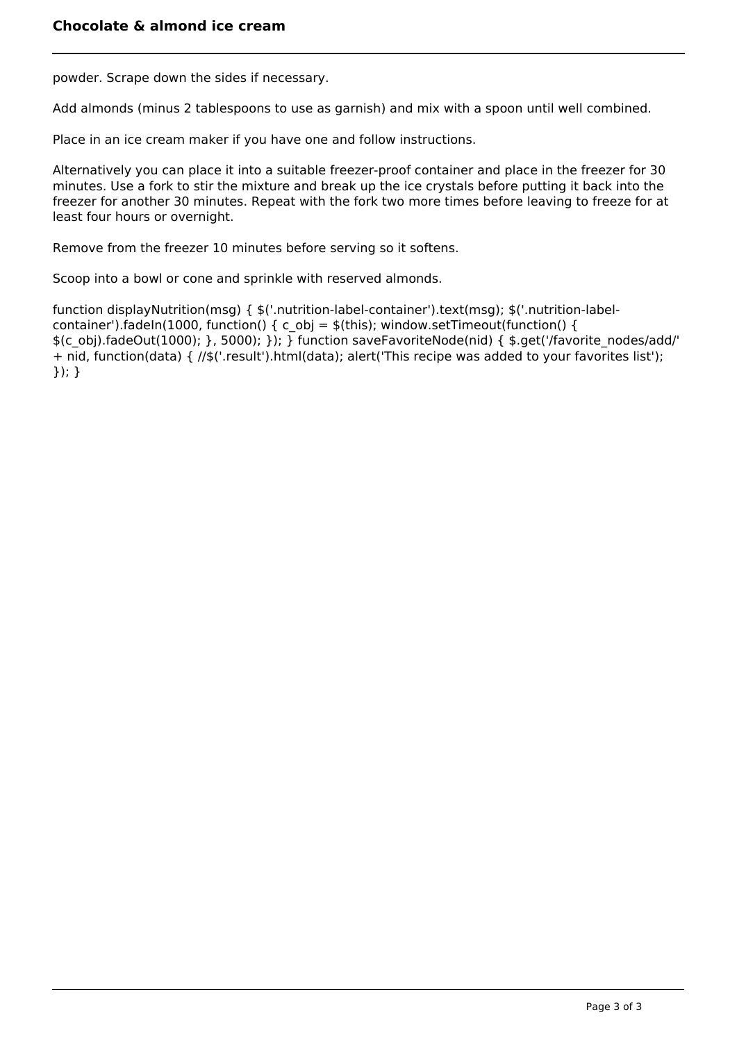powder. Scrape down the sides if necessary.

Add almonds (minus 2 tablespoons to use as garnish) and mix with a spoon until well combined.

Place in an ice cream maker if you have one and follow instructions.

Alternatively you can place it into a suitable freezer-proof container and place in the freezer for 30 minutes. Use a fork to stir the mixture and break up the ice crystals before putting it back into the freezer for another 30 minutes. Repeat with the fork two more times before leaving to freeze for at least four hours or overnight.

Remove from the freezer 10 minutes before serving so it softens.

Scoop into a bowl or cone and sprinkle with reserved almonds.

```
function displayNutrition(msg) { $('.nutrition-label-container').text(msg); $('.nutrition-label-container').fadeIn(1000, function() { c_obj = $(this); window.setTimeout(function() { $(c_obj).fadeOut(1000); }, 5000); }); } function saveFavoriteNode(nid) { $.get('/favorite_nodes/add/' + nid, function(data) { //$('.result').html(data); alert('This recipe was added to your favorites list'); }); }
```